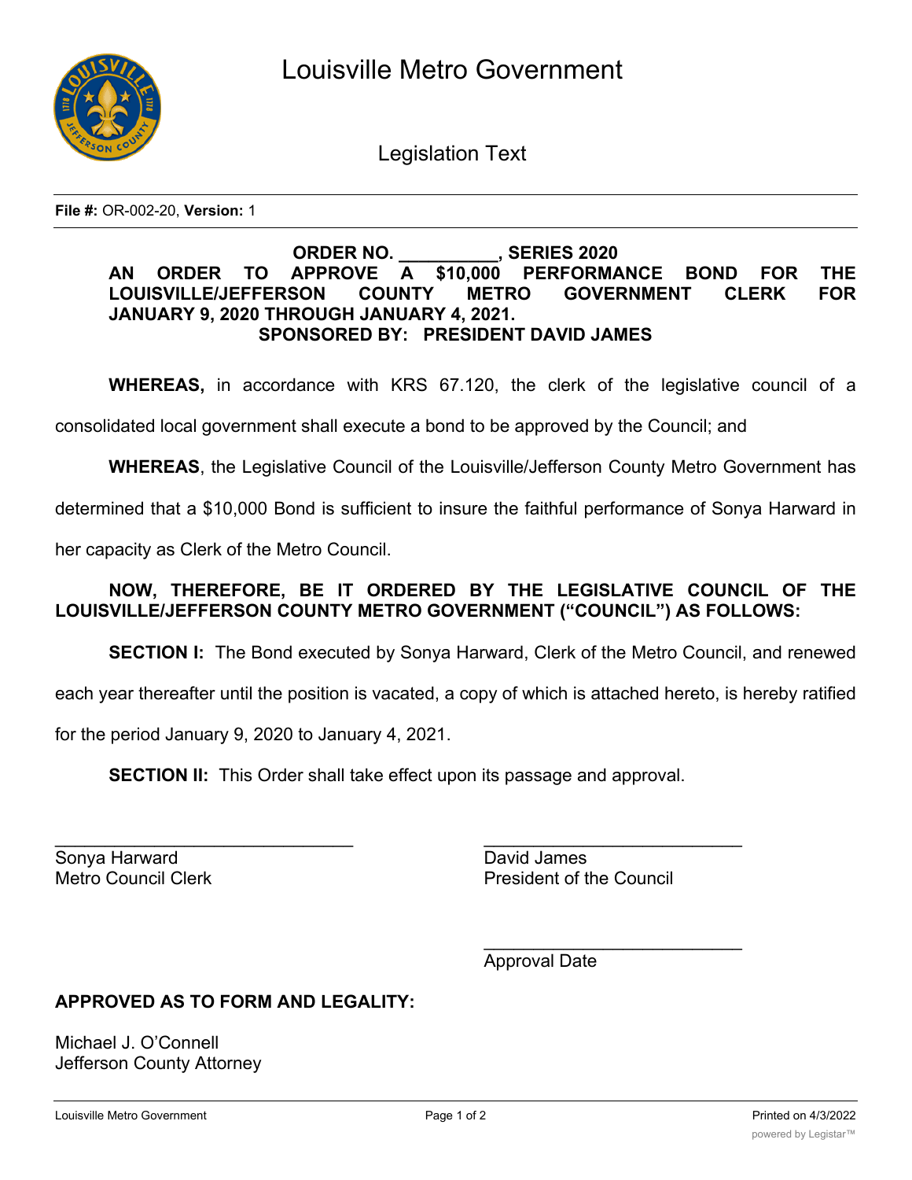# Louisville Metro Government

## Legislation Text

**File #:** OR-002-20, **Version:** 1

**ORDER NO. __________, SERIES 2020**

**AN ORDER TO APPROVE A $10,000 PERFORMANCE BOND FOR THE LOUISVILLE/JEFFERSON COUNTY METRO GOVERNMENT CLERK FOR JANUARY 9, 2020 THROUGH JANUARY 4, 2021.**

**SPONSORED BY: PRESIDENT DAVID JAMES**

**WHEREAS,** in accordance with KRS 67.120, the clerk of the legislative council of a consolidated local government shall execute a bond to be approved by the Council; and

**WHEREAS**, the Legislative Council of the Louisville/Jefferson County Metro Government has determined that a $10,000 Bond is sufficient to insure the faithful performance of Sonya Harward in her capacity as Clerk of the Metro Council.

**NOW, THEREFORE, BE IT ORDERED BY THE LEGISLATIVE COUNCIL OF THE LOUISVILLE/JEFFERSON COUNTY METRO GOVERNMENT ("COUNCIL") AS FOLLOWS:**

**SECTION I:** The Bond executed by Sonya Harward, Clerk of the Metro Council, and renewed each year thereafter until the position is vacated, a copy of which is attached hereto, is hereby ratified for the period January 9, 2020 to January 4, 2021.

**SECTION II:** This Order shall take effect upon its passage and approval.

_______________________________
Sonya Harward
Metro Council Clerk

_______________________________
David James
President of the Council

_______________________________
Approval Date

**APPROVED AS TO FORM AND LEGALITY:**

Michael J. O'Connell
Jefferson County Attorney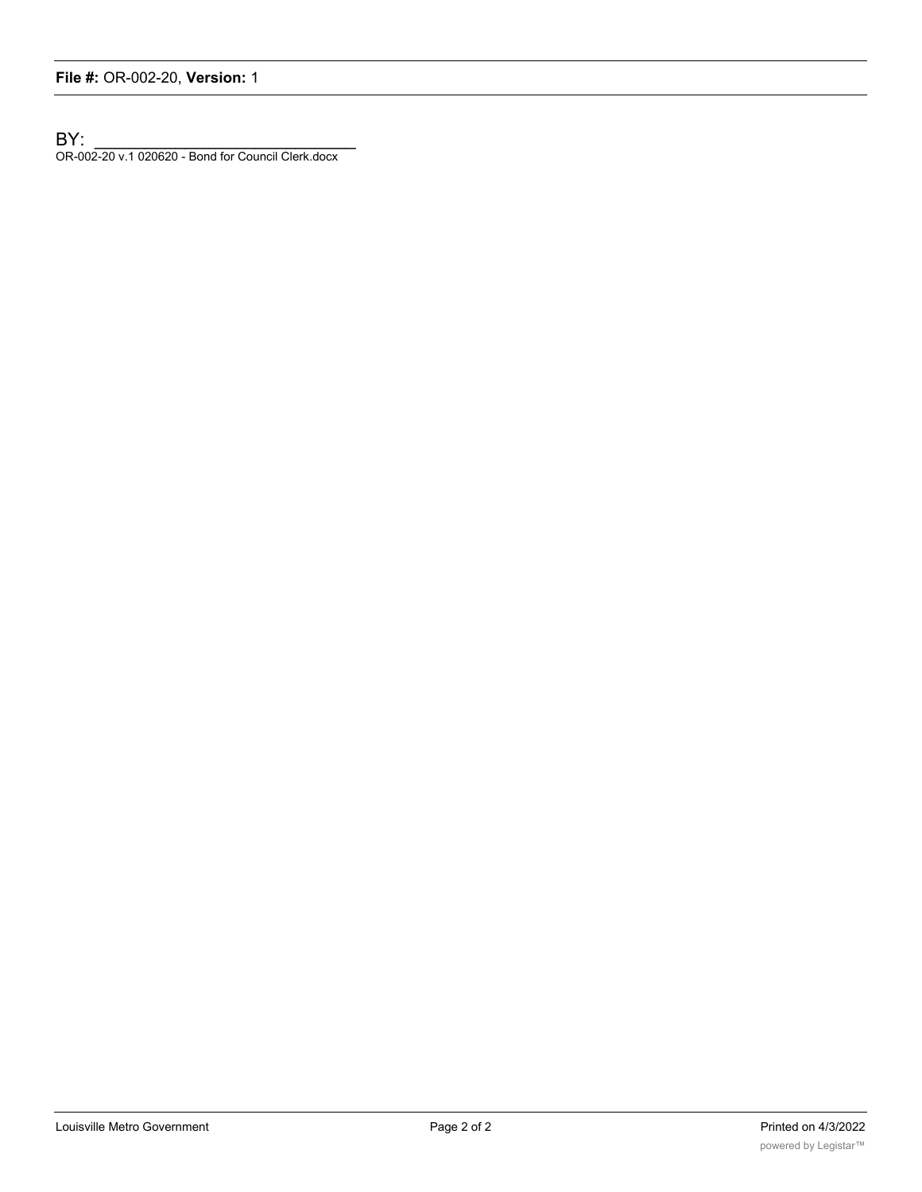BY: _______________________________

OR-002-20 v.1 020620 - Bond for Council Clerk.docx